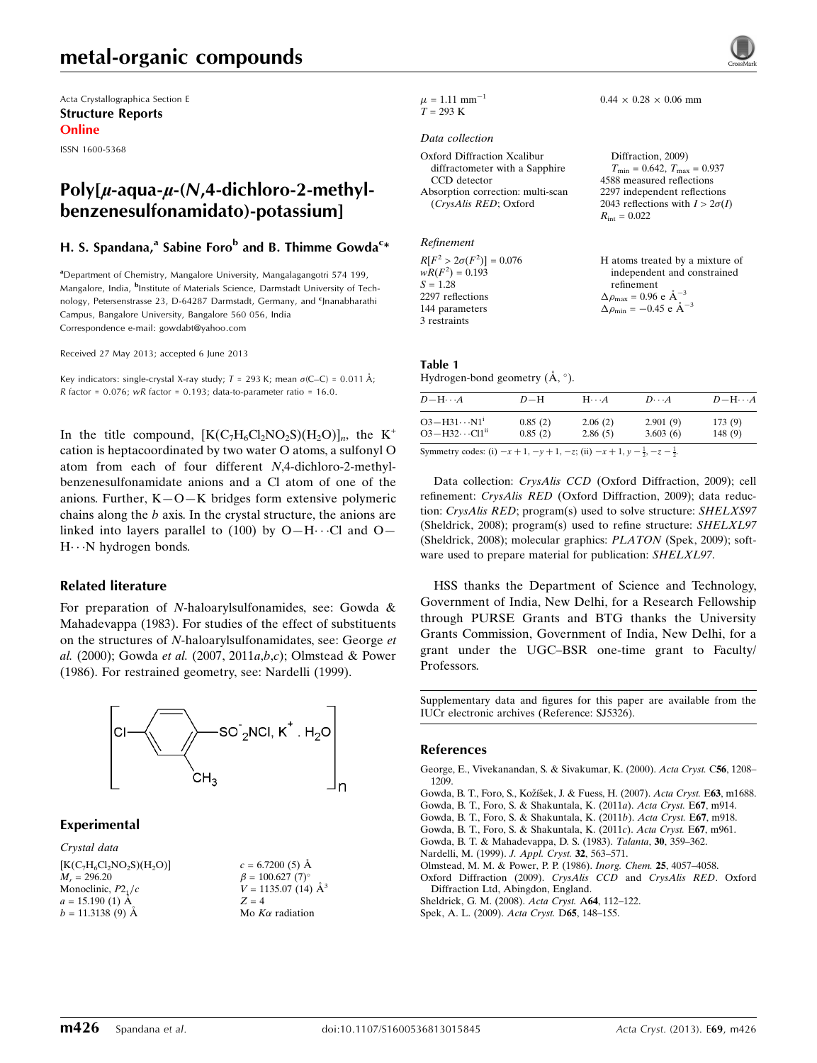# metal-organic compounds

Acta Crystallographica Section E
**Structure Reports**
**Online**

ISSN 1600-5368

## Poly[$\mu$-aqua-$\mu$-(N,4-dichloro-2-methylbenzenesulfonamidato)-potassium]

### H. S. Spandana,[a] Sabine Foro[b] and B. Thimme Gowda[c]*

[a]Department of Chemistry, Mangalore University, Mangalagangotri 574 199, Mangalore, India, [b]Institute of Materials Science, Darmstadt University of Technology, Petersenstrasse 23, D-64287 Darmstadt, Germany, and [c]Jnanabharathi Campus, Bangalore University, Bangalore 560 056, India
Correspondence e-mail: gowdabt@yahoo.com

Received 27 May 2013; accepted 6 June 2013

Key indicators: single-crystal X-ray study; $T$ = 293 K; mean $\sigma$(C–C) = 0.011 Å; $R$ factor = 0.076; $wR$ factor = 0.193; data-to-parameter ratio = 16.0.

In the title compound, $[K(C_7H_6Cl_2NO_2S)(H_2O)]_n$, the $K^+$ cation is heptacoordinated by two water O atoms, a sulfonyl O atom from each of four different N,4-dichloro-2-methylbenzenesulfonamidate anions and a Cl atom of one of the anions. Further, K—O—K bridges form extensive polymeric chains along the $b$ axis. In the crystal structure, the anions are linked into layers parallel to (100) by O—H···Cl and O—H···N hydrogen bonds.

### Related literature

For preparation of N-haloarylsulfonamides, see: Gowda & Mahadevappa (1983). For studies of the effect of substituents on the structures of N-haloarylsulfonamidates, see: George *et al.* (2000); Gowda *et al.* (2007, 2011*a*,*b*,*c*); Olmstead & Power (1986). For restrained geometry, see: Nardelli (1999).

$$\left[ \text{Cl}-C_6H_3(CH_3)-SO_2^-NCl,\ K^+ \cdot H_2O \right]_n$$

### Experimental

*Crystal data*

$[K(C_7H_6Cl_2NO_2S)(H_2O)]$
$M_r$ = 296.20
Monoclinic, $P2_1/c$
$a$ = 15.190 (1) Å
$b$ = 11.3138 (9) Å
$c$ = 6.7200 (5) Å
$\beta$ = 100.627 (7)°
$V$ = 1135.07 (14) Å$^3$
$Z$ = 4
Mo $K\alpha$ radiation
$\mu$ = 1.11 mm$^{-1}$
$T$ = 293 K
0.44 × 0.28 × 0.06 mm

*Data collection*

Oxford Diffraction Xcalibur diffractometer with a Sapphire CCD detector
Absorption correction: multi-scan (*CrysAlis RED*; Oxford Diffraction, 2009)
$T_{min}$ = 0.642, $T_{max}$ = 0.937
4588 measured reflections
2297 independent reflections
2043 reflections with $I > 2\sigma(I)$
$R_{int}$ = 0.022

*Refinement*

$R[F^2 > 2\sigma(F^2)]$ = 0.076
$wR(F^2)$ = 0.193
$S$ = 1.28
2297 reflections
144 parameters
3 restraints
H atoms treated by a mixture of independent and constrained refinement
$\Delta\rho_{max}$ = 0.96 e Å$^{-3}$
$\Delta\rho_{min}$ = −0.45 e Å$^{-3}$

**Table 1**
Hydrogen-bond geometry (Å, °).

| $D$—H···$A$ | $D$—H | H···$A$ | $D$···$A$ | $D$—H···$A$ |
|---|---|---|---|---|
| O3—H31···N1$^{i}$ | 0.85 (2) | 2.06 (2) | 2.901 (9) | 173 (9) |
| O3—H32···Cl1$^{ii}$ | 0.85 (2) | 2.86 (5) | 3.603 (6) | 148 (9) |

Symmetry codes: (i) $-x+1, -y+1, -z$; (ii) $-x+1, y-\frac{1}{2}, -z-\frac{1}{2}$.

Data collection: *CrysAlis CCD* (Oxford Diffraction, 2009); cell refinement: *CrysAlis RED* (Oxford Diffraction, 2009); data reduction: *CrysAlis RED*; program(s) used to solve structure: *SHELXS97* (Sheldrick, 2008); program(s) used to refine structure: *SHELXL97* (Sheldrick, 2008); molecular graphics: *PLATON* (Spek, 2009); software used to prepare material for publication: *SHELXL97*.

HSS thanks the Department of Science and Technology, Government of India, New Delhi, for a Research Fellowship through PURSE Grants and BTG thanks the University Grants Commission, Government of India, New Delhi, for a grant under the UGC–BSR one-time grant to Faculty/Professors.

Supplementary data and figures for this paper are available from the IUCr electronic archives (Reference: SJ5326).

### References

George, E., Vivekanandan, S. & Sivakumar, K. (2000). *Acta Cryst.* C**56**, 1208–1209.
Gowda, B. T., Foro, S., Kožíšek, J. & Fuess, H. (2007). *Acta Cryst.* E**63**, m1688.
Gowda, B. T., Foro, S. & Shakuntala, K. (2011*a*). *Acta Cryst.* E**67**, m914.
Gowda, B. T., Foro, S. & Shakuntala, K. (2011*b*). *Acta Cryst.* E**67**, m918.
Gowda, B. T., Foro, S. & Shakuntala, K. (2011*c*). *Acta Cryst.* E**67**, m961.
Gowda, B. T. & Mahadevappa, D. S. (1983). *Talanta*, **30**, 359–362.
Nardelli, M. (1999). *J. Appl. Cryst.* **32**, 563–571.
Olmstead, M. M. & Power, P. P. (1986). *Inorg. Chem.* **25**, 4057–4058.
Oxford Diffraction (2009). *CrysAlis CCD* and *CrysAlis RED*. Oxford Diffraction Ltd, Abingdon, England.
Sheldrick, G. M. (2008). *Acta Cryst.* A**64**, 112–122.
Spek, A. L. (2009). *Acta Cryst.* D**65**, 148–155.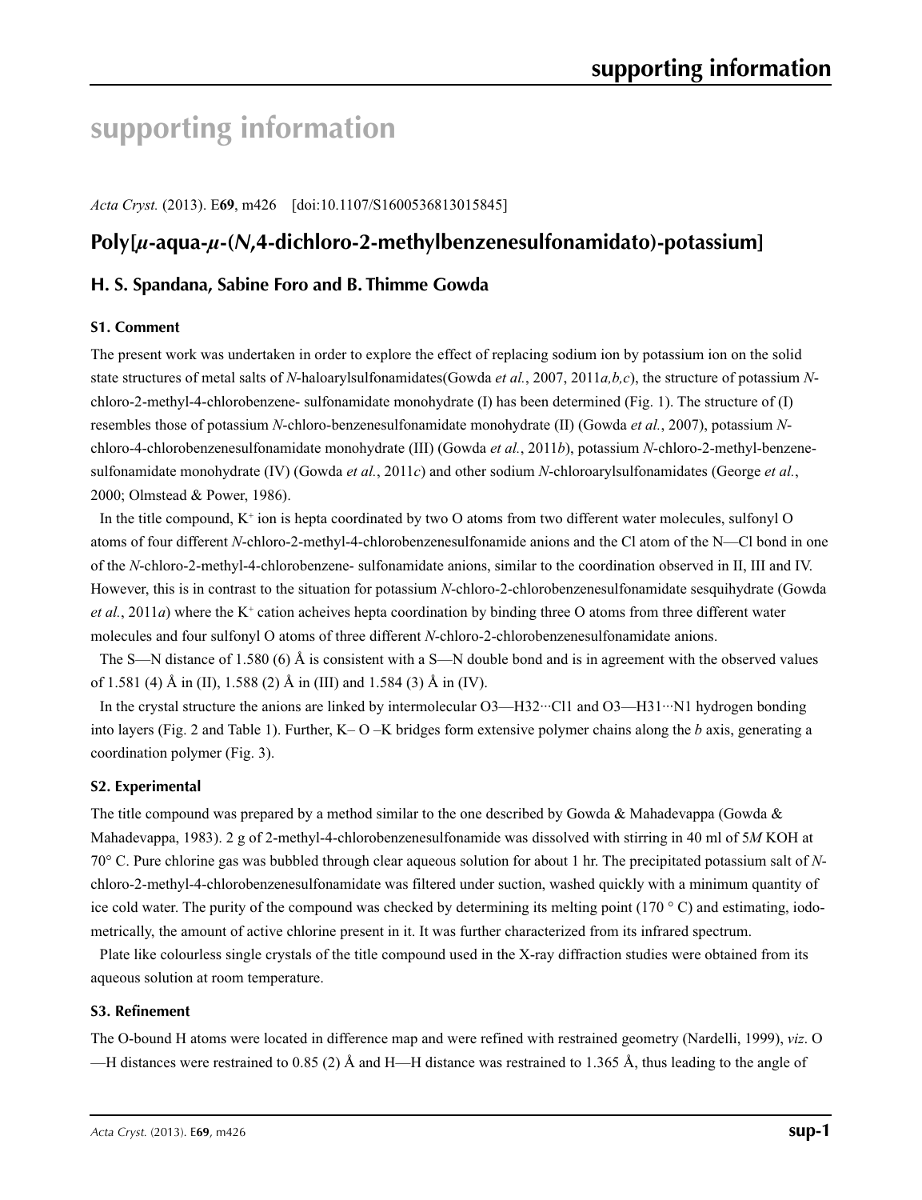# supporting information

*Acta Cryst.* (2013). E**69**, m426 [doi:10.1107/S1600536813015845]

## Poly[*µ*-aqua-*µ*-(*N*,4-dichloro-2-methylbenzenesulfonamidato)-potassium]

### H. S. Spandana, Sabine Foro and B. Thimme Gowda

#### S1. Comment

The present work was undertaken in order to explore the effect of replacing sodium ion by potassium ion on the solid state structures of metal salts of *N*-haloarylsulfonamidates(Gowda *et al.*, 2007, 2011*a,b,c*), the structure of potassium *N*-chloro-2-methyl-4-chlorobenzene- sulfonamidate monohydrate (I) has been determined (Fig. 1). The structure of (I) resembles those of potassium *N*-chloro-benzenesulfonamidate monohydrate (II) (Gowda *et al.*, 2007), potassium *N*-chloro-4-chlorobenzenesulfonamidate monohydrate (III) (Gowda *et al.*, 2011*b*), potassium *N*-chloro-2-methyl-benzene-sulfonamidate monohydrate (IV) (Gowda *et al.*, 2011*c*) and other sodium *N*-chloroarylsulfonamidates (George *et al.*, 2000; Olmstead & Power, 1986).

In the title compound, $K^+$ ion is hepta coordinated by two O atoms from two different water molecules, sulfonyl O atoms of four different *N*-chloro-2-methyl-4-chlorobenzenesulfonamide anions and the Cl atom of the N—Cl bond in one of the *N*-chloro-2-methyl-4-chlorobenzene- sulfonamidate anions, similar to the coordination observed in II, III and IV. However, this is in contrast to the situation for potassium *N*-chloro-2-chlorobenzenesulfonamidate sesquihydrate (Gowda *et al.*, 2011*a*) where the $K^+$ cation acheives hepta coordination by binding three O atoms from three different water molecules and four sulfonyl O atoms of three different *N*-chloro-2-chlorobenzenesulfonamidate anions.

The S—N distance of 1.580 (6) Å is consistent with a S—N double bond and is in agreement with the observed values of 1.581 (4) Å in (II), 1.588 (2) Å in (III) and 1.584 (3) Å in (IV).

In the crystal structure the anions are linked by intermolecular O3—H32···Cl1 and O3—H31···N1 hydrogen bonding into layers (Fig. 2 and Table 1). Further, K– O –K bridges form extensive polymer chains along the *b* axis, generating a coordination polymer (Fig. 3).

#### S2. Experimental

The title compound was prepared by a method similar to the one described by Gowda & Mahadevappa (Gowda & Mahadevappa, 1983). 2 g of 2-methyl-4-chlorobenzenesulfonamide was dissolved with stirring in 40 ml of 5*M* KOH at 70° C. Pure chlorine gas was bubbled through clear aqueous solution for about 1 hr. The precipitated potassium salt of *N*-chloro-2-methyl-4-chlorobenzenesulfonamidate was filtered under suction, washed quickly with a minimum quantity of ice cold water. The purity of the compound was checked by determining its melting point (170 ° C) and estimating, iodometrically, the amount of active chlorine present in it. It was further characterized from its infrared spectrum.

Plate like colourless single crystals of the title compound used in the X-ray diffraction studies were obtained from its aqueous solution at room temperature.

#### S3. Refinement

The O-bound H atoms were located in difference map and were refined with restrained geometry (Nardelli, 1999), *viz*. O—H distances were restrained to 0.85 (2) Å and H—H distance was restrained to 1.365 Å, thus leading to the angle of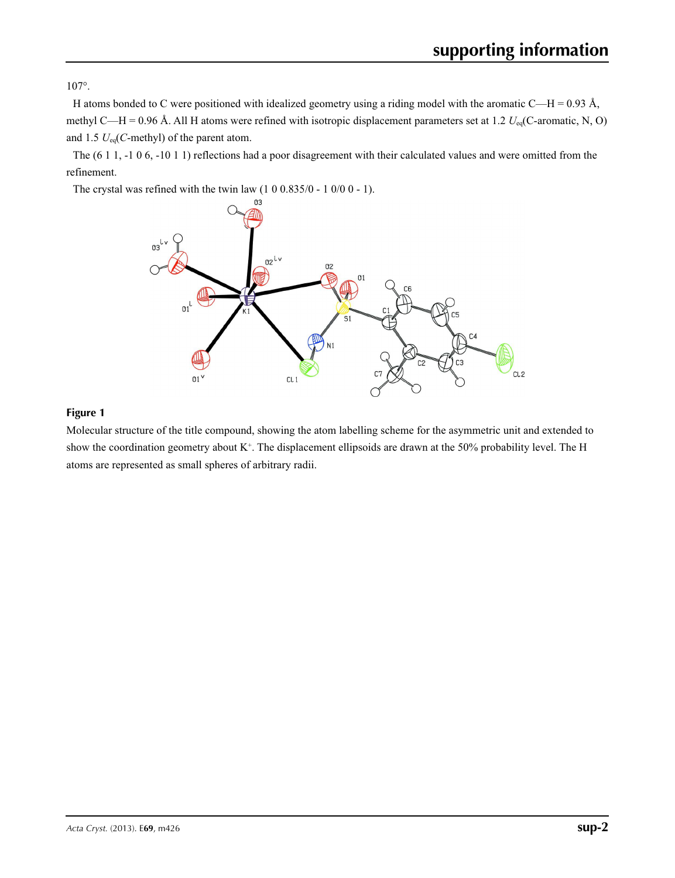107°.

H atoms bonded to C were positioned with idealized geometry using a riding model with the aromatic C—H = 0.93 Å, methyl C—H = 0.96 Å. All H atoms were refined with isotropic displacement parameters set at 1.2 $U_{eq}$(C-aromatic, N, O) and 1.5 $U_{eq}$(*C*-methyl) of the parent atom.

The (6 1 1, -1 0 6, -10 1 1) reflections had a poor disagreement with their calculated values and were omitted from the refinement.

The crystal was refined with the twin law (1 0 0.835/0 - 1 0/0 0 - 1).

**Figure 1**

Molecular structure of the title compound, showing the atom labelling scheme for the asymmetric unit and extended to show the coordination geometry about $K^+$. The displacement ellipsoids are drawn at the 50% probability level. The H atoms are represented as small spheres of arbitrary radii.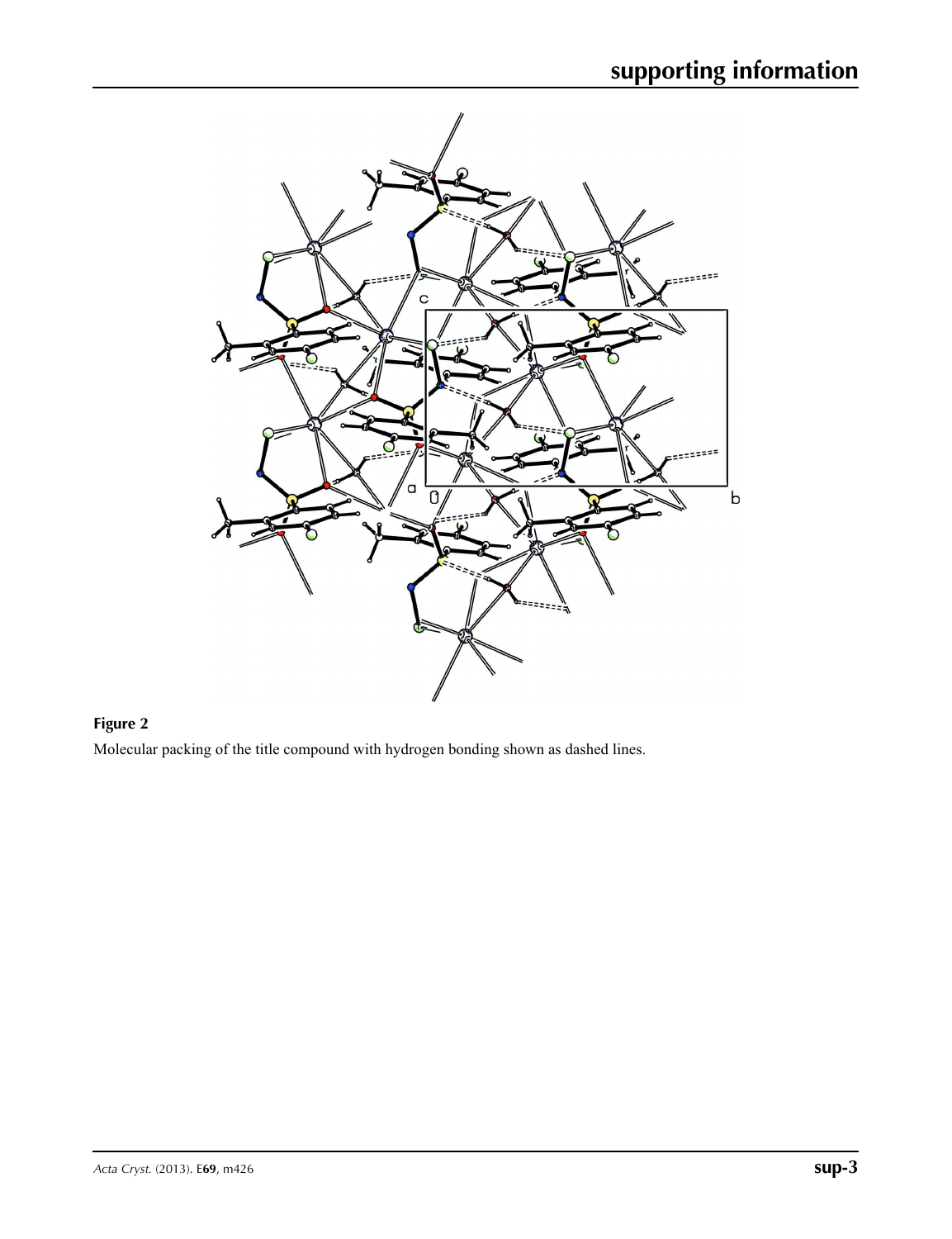**Figure 2**

Molecular packing of the title compound with hydrogen bonding shown as dashed lines.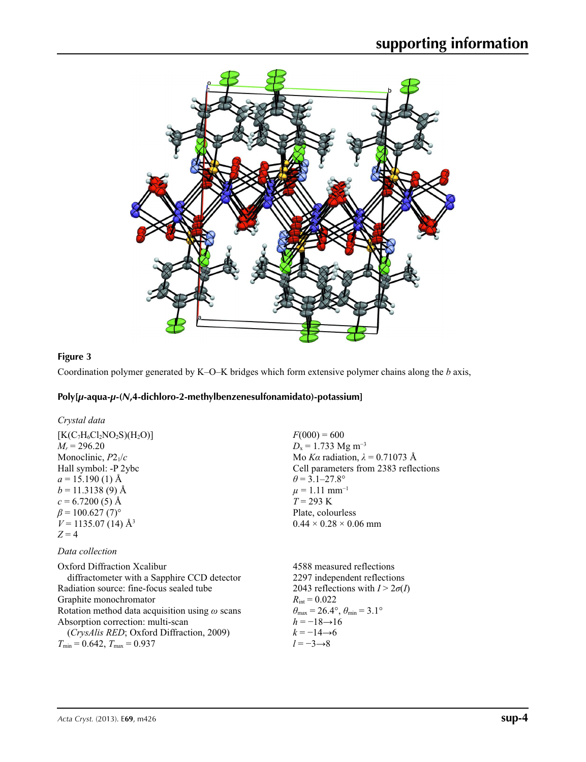### Figure 3

Coordination polymer generated by K–O–K bridges which form extensive polymer chains along the *b* axis,

## Poly[*μ*-aqua-*μ*-(*N*,4-dichloro-2-methylbenzenesulfonamidato)-potassium]

### *Crystal data*

$[K(C_7H_6Cl_2NO_2S)(H_2O)]$
$M_r = 296.20$
Monoclinic, $P2_1/c$
Hall symbol: -P 2ybc
$a = 15.190$ (1) Å
$b = 11.3138$ (9) Å
$c = 6.7200$ (5) Å
$\beta = 100.627$ (7)°
$V = 1135.07$ (14) Å$^3$
$Z = 4$

$F(000) = 600$
$D_x = 1.733$ Mg m$^{-3}$
Mo $K\alpha$ radiation, $\lambda = 0.71073$ Å
Cell parameters from 2383 reflections
$\theta = 3.1$–$27.8$°
$\mu = 1.11$ mm$^{-1}$
$T = 293$ K
Plate, colourless
0.44 × 0.28 × 0.06 mm

### *Data collection*

Oxford Diffraction Xcalibur diffractometer with a Sapphire CCD detector
Radiation source: fine-focus sealed tube
Graphite monochromator
Rotation method data acquisition using $\omega$ scans
Absorption correction: multi-scan (*CrysAlis RED*; Oxford Diffraction, 2009)
$T_{min} = 0.642$, $T_{max} = 0.937$

4588 measured reflections
2297 independent reflections
2043 reflections with $I > 2\sigma(I)$
$R_{int} = 0.022$
$\theta_{max} = 26.4$°, $\theta_{min} = 3.1$°
$h = -18 \rightarrow 16$
$k = -14 \rightarrow 6$
$l = -3 \rightarrow 8$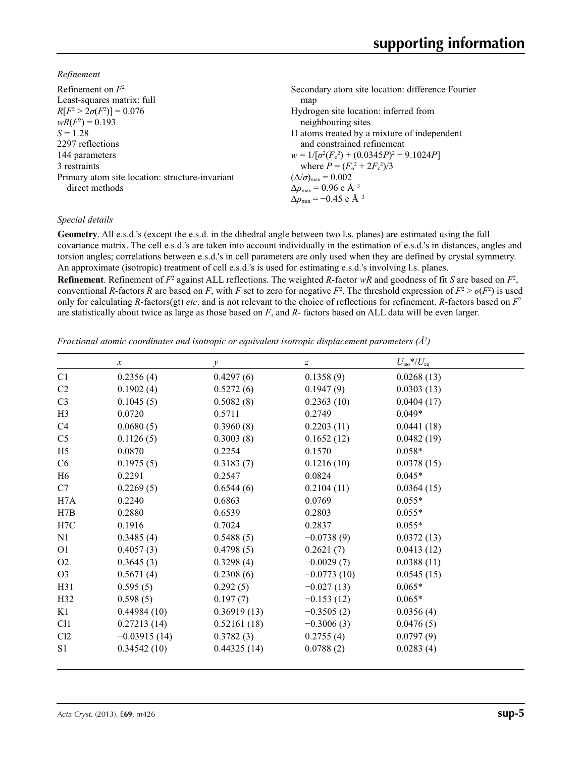*Refinement*

Refinement on $F^2$
Least-squares matrix: full
$R[F^2 > 2\sigma(F^2)] = 0.076$
$wR(F^2) = 0.193$
$S = 1.28$
2297 reflections
144 parameters
3 restraints
Primary atom site location: structure-invariant direct methods
Secondary atom site location: difference Fourier map
Hydrogen site location: inferred from neighbouring sites
H atoms treated by a mixture of independent and constrained refinement
$w = 1/[\sigma^2(F_o^2) + (0.0345P)^2 + 9.1024P]$
where $P = (F_o^2 + 2F_c^2)/3$
$(\Delta/\sigma)_{max} = 0.002$
$\Delta\rho_{max} = 0.96$ e Å$^{-3}$
$\Delta\rho_{min} = -0.45$ e Å$^{-3}$

*Special details*

**Geometry**. All e.s.d.'s (except the e.s.d. in the dihedral angle between two l.s. planes) are estimated using the full covariance matrix. The cell e.s.d.'s are taken into account individually in the estimation of e.s.d.'s in distances, angles and torsion angles; correlations between e.s.d.'s in cell parameters are only used when they are defined by crystal symmetry. An approximate (isotropic) treatment of cell e.s.d.'s is used for estimating e.s.d.'s involving l.s. planes.

**Refinement**. Refinement of $F^2$ against ALL reflections. The weighted $R$-factor $wR$ and goodness of fit $S$ are based on $F^2$, conventional $R$-factors $R$ are based on $F$, with $F$ set to zero for negative $F^2$. The threshold expression of $F^2 > \sigma(F^2)$ is used only for calculating $R$-factors(gt) *etc*. and is not relevant to the choice of reflections for refinement. $R$-factors based on $F^2$ are statistically about twice as large as those based on $F$, and $R$- factors based on ALL data will be even larger.

*Fractional atomic coordinates and isotropic or equivalent isotropic displacement parameters (Å$^2$)*

| | $x$ | $y$ | $z$ | $U_{iso}$*/$U_{eq}$ |
|---|---|---|---|---|
| C1 | 0.2356 (4) | 0.4297 (6) | 0.1358 (9) | 0.0268 (13) |
| C2 | 0.1902 (4) | 0.5272 (6) | 0.1947 (9) | 0.0303 (13) |
| C3 | 0.1045 (5) | 0.5082 (8) | 0.2363 (10) | 0.0404 (17) |
| H3 | 0.0720 | 0.5711 | 0.2749 | 0.049* |
| C4 | 0.0680 (5) | 0.3960 (8) | 0.2203 (11) | 0.0441 (18) |
| C5 | 0.1126 (5) | 0.3003 (8) | 0.1652 (12) | 0.0482 (19) |
| H5 | 0.0870 | 0.2254 | 0.1570 | 0.058* |
| C6 | 0.1975 (5) | 0.3183 (7) | 0.1216 (10) | 0.0378 (15) |
| H6 | 0.2291 | 0.2547 | 0.0824 | 0.045* |
| C7 | 0.2269 (5) | 0.6544 (6) | 0.2104 (11) | 0.0364 (15) |
| H7A | 0.2240 | 0.6863 | 0.0769 | 0.055* |
| H7B | 0.2880 | 0.6539 | 0.2803 | 0.055* |
| H7C | 0.1916 | 0.7024 | 0.2837 | 0.055* |
| N1 | 0.3485 (4) | 0.5488 (5) | −0.0738 (9) | 0.0372 (13) |
| O1 | 0.4057 (3) | 0.4798 (5) | 0.2621 (7) | 0.0413 (12) |
| O2 | 0.3645 (3) | 0.3298 (4) | −0.0029 (7) | 0.0388 (11) |
| O3 | 0.5671 (4) | 0.2308 (6) | −0.0773 (10) | 0.0545 (15) |
| H31 | 0.595 (5) | 0.292 (5) | −0.027 (13) | 0.065* |
| H32 | 0.598 (5) | 0.197 (7) | −0.153 (12) | 0.065* |
| K1 | 0.44984 (10) | 0.36919 (13) | −0.3505 (2) | 0.0356 (4) |
| Cl1 | 0.27213 (14) | 0.52161 (18) | −0.3006 (3) | 0.0476 (5) |
| Cl2 | −0.03915 (14) | 0.3782 (3) | 0.2755 (4) | 0.0797 (9) |
| S1 | 0.34542 (10) | 0.44325 (14) | 0.0788 (2) | 0.0283 (4) |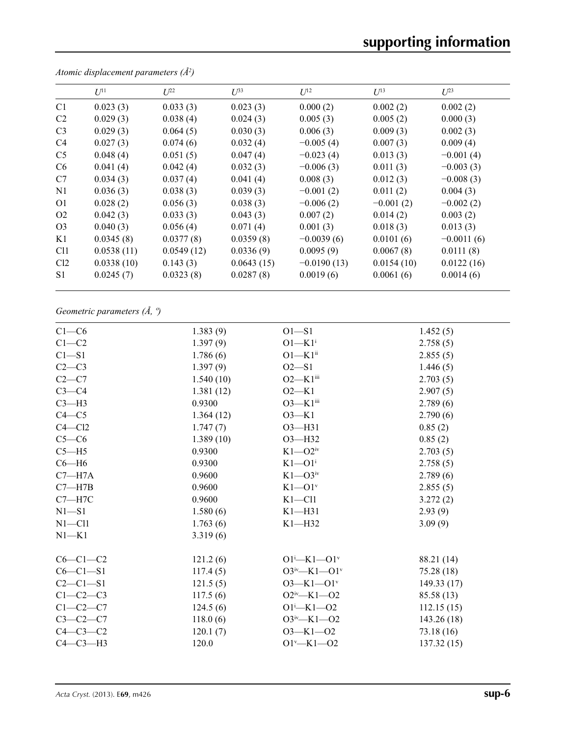*Atomic displacement parameters (Å²)*

| | $U^{11}$ | $U^{22}$ | $U^{33}$ | $U^{12}$ | $U^{13}$ | $U^{23}$ |
|---|---|---|---|---|---|---|
| C1 | 0.023 (3) | 0.033 (3) | 0.023 (3) | 0.000 (2) | 0.002 (2) | 0.002 (2) |
| C2 | 0.029 (3) | 0.038 (4) | 0.024 (3) | 0.005 (3) | 0.005 (2) | 0.000 (3) |
| C3 | 0.029 (3) | 0.064 (5) | 0.030 (3) | 0.006 (3) | 0.009 (3) | 0.002 (3) |
| C4 | 0.027 (3) | 0.074 (6) | 0.032 (4) | −0.005 (4) | 0.007 (3) | 0.009 (4) |
| C5 | 0.048 (4) | 0.051 (5) | 0.047 (4) | −0.023 (4) | 0.013 (3) | −0.001 (4) |
| C6 | 0.041 (4) | 0.042 (4) | 0.032 (3) | −0.006 (3) | 0.011 (3) | −0.003 (3) |
| C7 | 0.034 (3) | 0.037 (4) | 0.041 (4) | 0.008 (3) | 0.012 (3) | −0.008 (3) |
| N1 | 0.036 (3) | 0.038 (3) | 0.039 (3) | −0.001 (2) | 0.011 (2) | 0.004 (3) |
| O1 | 0.028 (2) | 0.056 (3) | 0.038 (3) | −0.006 (2) | −0.001 (2) | −0.002 (2) |
| O2 | 0.042 (3) | 0.033 (3) | 0.043 (3) | 0.007 (2) | 0.014 (2) | 0.003 (2) |
| O3 | 0.040 (3) | 0.056 (4) | 0.071 (4) | 0.001 (3) | 0.018 (3) | 0.013 (3) |
| K1 | 0.0345 (8) | 0.0377 (8) | 0.0359 (8) | −0.0039 (6) | 0.0101 (6) | −0.0011 (6) |
| Cl1 | 0.0538 (11) | 0.0549 (12) | 0.0336 (9) | 0.0095 (9) | 0.0067 (8) | 0.0111 (8) |
| Cl2 | 0.0338 (10) | 0.143 (3) | 0.0643 (15) | −0.0190 (13) | 0.0154 (10) | 0.0122 (16) |
| S1 | 0.0245 (7) | 0.0323 (8) | 0.0287 (8) | 0.0019 (6) | 0.0061 (6) | 0.0014 (6) |

*Geometric parameters (Å, º)*

| | | | |
|---|---|---|---|
| C1—C6 | 1.383 (9) | O1—S1 | 1.452 (5) |
| C1—C2 | 1.397 (9) | O1—K1$^{i}$ | 2.758 (5) |
| C1—S1 | 1.786 (6) | O1—K1$^{ii}$ | 2.855 (5) |
| C2—C3 | 1.397 (9) | O2—S1 | 1.446 (5) |
| C2—C7 | 1.540 (10) | O2—K1$^{iii}$ | 2.703 (5) |
| C3—C4 | 1.381 (12) | O2—K1 | 2.907 (5) |
| C3—H3 | 0.9300 | O3—K1$^{iii}$ | 2.789 (6) |
| C4—C5 | 1.364 (12) | O3—K1 | 2.790 (6) |
| C4—Cl2 | 1.747 (7) | O3—H31 | 0.85 (2) |
| C5—C6 | 1.389 (10) | O3—H32 | 0.85 (2) |
| C5—H5 | 0.9300 | K1—O2$^{iv}$ | 2.703 (5) |
| C6—H6 | 0.9300 | K1—O1$^{i}$ | 2.758 (5) |
| C7—H7A | 0.9600 | K1—O3$^{iv}$ | 2.789 (6) |
| C7—H7B | 0.9600 | K1—O1$^{v}$ | 2.855 (5) |
| C7—H7C | 0.9600 | K1—Cl1 | 3.272 (2) |
| N1—S1 | 1.580 (6) | K1—H31 | 2.93 (9) |
| N1—Cl1 | 1.763 (6) | K1—H32 | 3.09 (9) |
| N1—K1 | 3.319 (6) | | |
| | | | |
| C6—C1—C2 | 121.2 (6) | O1$^{i}$—K1—O1$^{v}$ | 88.21 (14) |
| C6—C1—S1 | 117.4 (5) | O3$^{iv}$—K1—O1$^{v}$ | 75.28 (18) |
| C2—C1—S1 | 121.5 (5) | O3—K1—O1$^{v}$ | 149.33 (17) |
| C1—C2—C3 | 117.5 (6) | O2$^{iv}$—K1—O2 | 85.58 (13) |
| C1—C2—C7 | 124.5 (6) | O1$^{i}$—K1—O2 | 112.15 (15) |
| C3—C2—C7 | 118.0 (6) | O3$^{iv}$—K1—O2 | 143.26 (18) |
| C4—C3—C2 | 120.1 (7) | O3—K1—O2 | 73.18 (16) |
| C4—C3—H3 | 120.0 | O1$^{v}$—K1—O2 | 137.32 (15) |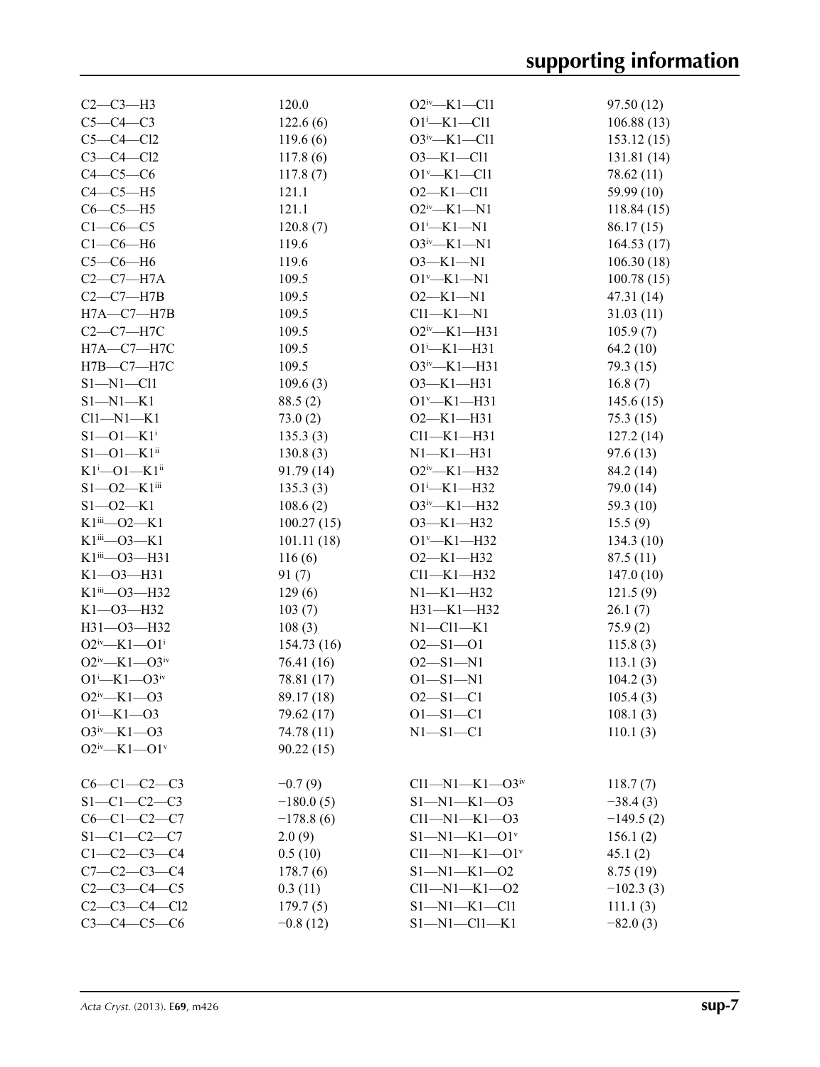| | | | |
|---|---|---|---|
| C2—C3—H3 | 120.0 | O2$^{iv}$—K1—Cl1 | 97.50 (12) |
| C5—C4—C3 | 122.6 (6) | O1$^{i}$—K1—Cl1 | 106.88 (13) |
| C5—C4—Cl2 | 119.6 (6) | O3$^{iv}$—K1—Cl1 | 153.12 (15) |
| C3—C4—Cl2 | 117.8 (6) | O3—K1—Cl1 | 131.81 (14) |
| C4—C5—C6 | 117.8 (7) | O1$^{v}$—K1—Cl1 | 78.62 (11) |
| C4—C5—H5 | 121.1 | O2—K1—Cl1 | 59.99 (10) |
| C6—C5—H5 | 121.1 | O2$^{iv}$—K1—N1 | 118.84 (15) |
| C1—C6—C5 | 120.8 (7) | O1$^{i}$—K1—N1 | 86.17 (15) |
| C1—C6—H6 | 119.6 | O3$^{iv}$—K1—N1 | 164.53 (17) |
| C5—C6—H6 | 119.6 | O3—K1—N1 | 106.30 (18) |
| C2—C7—H7A | 109.5 | O1$^{v}$—K1—N1 | 100.78 (15) |
| C2—C7—H7B | 109.5 | O2—K1—N1 | 47.31 (14) |
| H7A—C7—H7B | 109.5 | Cl1—K1—N1 | 31.03 (11) |
| C2—C7—H7C | 109.5 | O2$^{iv}$—K1—H31 | 105.9 (7) |
| H7A—C7—H7C | 109.5 | O1$^{i}$—K1—H31 | 64.2 (10) |
| H7B—C7—H7C | 109.5 | O3$^{iv}$—K1—H31 | 79.3 (15) |
| S1—N1—Cl1 | 109.6 (3) | O3—K1—H31 | 16.8 (7) |
| S1—N1—K1 | 88.5 (2) | O1$^{v}$—K1—H31 | 145.6 (15) |
| Cl1—N1—K1 | 73.0 (2) | O2—K1—H31 | 75.3 (15) |
| S1—O1—K1$^{i}$ | 135.3 (3) | Cl1—K1—H31 | 127.2 (14) |
| S1—O1—K1$^{ii}$ | 130.8 (3) | N1—K1—H31 | 97.6 (13) |
| K1$^{i}$—O1—K1$^{ii}$ | 91.79 (14) | O2$^{iv}$—K1—H32 | 84.2 (14) |
| S1—O2—K1$^{iii}$ | 135.3 (3) | O1$^{i}$—K1—H32 | 79.0 (14) |
| S1—O2—K1 | 108.6 (2) | O3$^{iv}$—K1—H32 | 59.3 (10) |
| K1$^{iii}$—O2—K1 | 100.27 (15) | O3—K1—H32 | 15.5 (9) |
| K1$^{iii}$—O3—K1 | 101.11 (18) | O1$^{v}$—K1—H32 | 134.3 (10) |
| K1$^{iii}$—O3—H31 | 116 (6) | O2—K1—H32 | 87.5 (11) |
| K1—O3—H31 | 91 (7) | Cl1—K1—H32 | 147.0 (10) |
| K1$^{iii}$—O3—H32 | 129 (6) | N1—K1—H32 | 121.5 (9) |
| K1—O3—H32 | 103 (7) | H31—K1—H32 | 26.1 (7) |
| H31—O3—H32 | 108 (3) | N1—Cl1—K1 | 75.9 (2) |
| O2$^{iv}$—K1—O1$^{i}$ | 154.73 (16) | O2—S1—O1 | 115.8 (3) |
| O2$^{iv}$—K1—O3$^{iv}$ | 76.41 (16) | O2—S1—N1 | 113.1 (3) |
| O1$^{i}$—K1—O3$^{iv}$ | 78.81 (17) | O1—S1—N1 | 104.2 (3) |
| O2$^{iv}$—K1—O3 | 89.17 (18) | O2—S1—C1 | 105.4 (3) |
| O1$^{i}$—K1—O3 | 79.62 (17) | O1—S1—C1 | 108.1 (3) |
| O3$^{iv}$—K1—O3 | 74.78 (11) | N1—S1—C1 | 110.1 (3) |
| O2$^{iv}$—K1—O1$^{v}$ | 90.22 (15) | | |

| | | | |
|---|---|---|---|
| C6—C1—C2—C3 | −0.7 (9) | Cl1—N1—K1—O3$^{iv}$ | 118.7 (7) |
| S1—C1—C2—C3 | −180.0 (5) | S1—N1—K1—O3 | −38.4 (3) |
| C6—C1—C2—C7 | −178.8 (6) | Cl1—N1—K1—O3 | −149.5 (2) |
| S1—C1—C2—C7 | 2.0 (9) | S1—N1—K1—O1$^{v}$ | 156.1 (2) |
| C1—C2—C3—C4 | 0.5 (10) | Cl1—N1—K1—O1$^{v}$ | 45.1 (2) |
| C7—C2—C3—C4 | 178.7 (6) | S1—N1—K1—O2 | 8.75 (19) |
| C2—C3—C4—C5 | 0.3 (11) | Cl1—N1—K1—O2 | −102.3 (3) |
| C2—C3—C4—Cl2 | 179.7 (5) | S1—N1—K1—Cl1 | 111.1 (3) |
| C3—C4—C5—C6 | −0.8 (12) | S1—N1—Cl1—K1 | −82.0 (3) |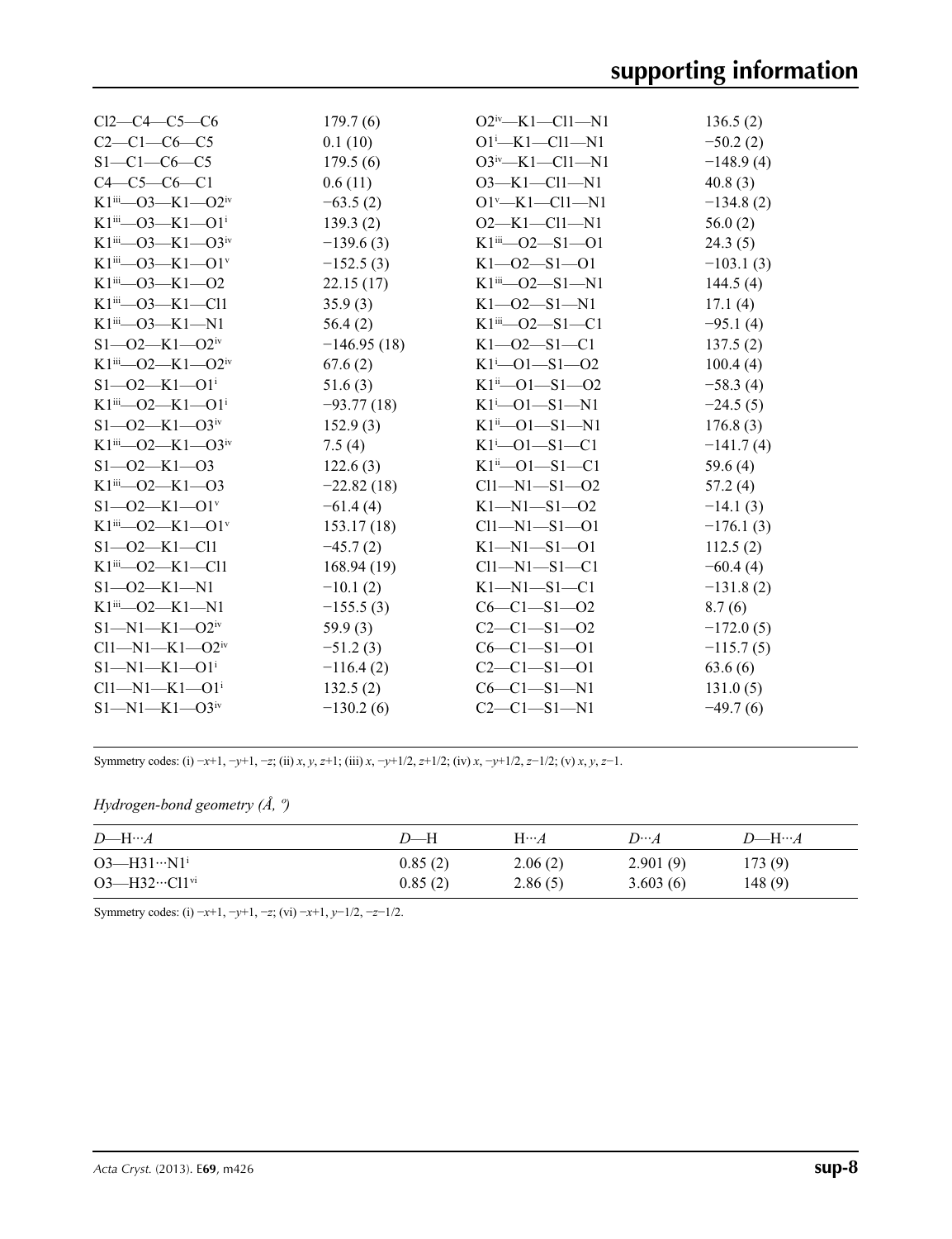| | | | |
|---|---|---|---|
| Cl2—C4—C5—C6 | 179.7 (6) | O2$^{iv}$—K1—Cl1—N1 | 136.5 (2) |
| C2—C1—C6—C5 | 0.1 (10) | O1$^{i}$—K1—Cl1—N1 | −50.2 (2) |
| S1—C1—C6—C5 | 179.5 (6) | O3$^{iv}$—K1—Cl1—N1 | −148.9 (4) |
| C4—C5—C6—C1 | 0.6 (11) | O3—K1—Cl1—N1 | 40.8 (3) |
| K1$^{iii}$—O3—K1—O2$^{iv}$ | −63.5 (2) | O1$^{v}$—K1—Cl1—N1 | −134.8 (2) |
| K1$^{iii}$—O3—K1—O1$^{i}$ | 139.3 (2) | O2—K1—Cl1—N1 | 56.0 (2) |
| K1$^{iii}$—O3—K1—O3$^{iv}$ | −139.6 (3) | K1$^{iii}$—O2—S1—O1 | 24.3 (5) |
| K1$^{iii}$—O3—K1—O1$^{v}$ | −152.5 (3) | K1—O2—S1—O1 | −103.1 (3) |
| K1$^{iii}$—O3—K1—O2 | 22.15 (17) | K1$^{iii}$—O2—S1—N1 | 144.5 (4) |
| K1$^{iii}$—O3—K1—Cl1 | 35.9 (3) | K1—O2—S1—N1 | 17.1 (4) |
| K1$^{iii}$—O3—K1—N1 | 56.4 (2) | K1$^{iii}$—O2—S1—C1 | −95.1 (4) |
| S1—O2—K1—O2$^{iv}$ | −146.95 (18) | K1—O2—S1—C1 | 137.5 (2) |
| K1$^{iii}$—O2—K1—O2$^{iv}$ | 67.6 (2) | K1$^{i}$—O1—S1—O2 | 100.4 (4) |
| S1—O2—K1—O1$^{i}$ | 51.6 (3) | K1$^{ii}$—O1—S1—O2 | −58.3 (4) |
| K1$^{iii}$—O2—K1—O1$^{i}$ | −93.77 (18) | K1$^{i}$—O1—S1—N1 | −24.5 (5) |
| S1—O2—K1—O3$^{iv}$ | 152.9 (3) | K1$^{ii}$—O1—S1—N1 | 176.8 (3) |
| K1$^{iii}$—O2—K1—O3$^{iv}$ | 7.5 (4) | K1$^{i}$—O1—S1—C1 | −141.7 (4) |
| S1—O2—K1—O3 | 122.6 (3) | K1$^{ii}$—O1—S1—C1 | 59.6 (4) |
| K1$^{iii}$—O2—K1—O3 | −22.82 (18) | Cl1—N1—S1—O2 | 57.2 (4) |
| S1—O2—K1—O1$^{v}$ | −61.4 (4) | K1—N1—S1—O2 | −14.1 (3) |
| K1$^{iii}$—O2—K1—O1$^{v}$ | 153.17 (18) | Cl1—N1—S1—O1 | −176.1 (3) |
| S1—O2—K1—Cl1 | −45.7 (2) | K1—N1—S1—O1 | 112.5 (2) |
| K1$^{iii}$—O2—K1—Cl1 | 168.94 (19) | Cl1—N1—S1—C1 | −60.4 (4) |
| S1—O2—K1—N1 | −10.1 (2) | K1—N1—S1—C1 | −131.8 (2) |
| K1$^{iii}$—O2—K1—N1 | −155.5 (3) | C6—C1—S1—O2 | 8.7 (6) |
| S1—N1—K1—O2$^{iv}$ | 59.9 (3) | C2—C1—S1—O2 | −172.0 (5) |
| Cl1—N1—K1—O2$^{iv}$ | −51.2 (3) | C6—C1—S1—O1 | −115.7 (5) |
| S1—N1—K1—O1$^{i}$ | −116.4 (2) | C2—C1—S1—O1 | 63.6 (6) |
| Cl1—N1—K1—O1$^{i}$ | 132.5 (2) | C6—C1—S1—N1 | 131.0 (5) |
| S1—N1—K1—O3$^{iv}$ | −130.2 (6) | C2—C1—S1—N1 | −49.7 (6) |

Symmetry codes: (i) −x+1, −y+1, −z; (ii) x, y, z+1; (iii) x, −y+1/2, z+1/2; (iv) x, −y+1/2, z−1/2; (v) x, y, z−1.

*Hydrogen-bond geometry (Å, º)*

| *D*—H···*A* | *D*—H | H···*A* | *D*···*A* | *D*—H···*A* |
|---|---|---|---|---|
| O3—H31···N1$^{i}$ | 0.85 (2) | 2.06 (2) | 2.901 (9) | 173 (9) |
| O3—H32···Cl1$^{vi}$ | 0.85 (2) | 2.86 (5) | 3.603 (6) | 148 (9) |

Symmetry codes: (i) −x+1, −y+1, −z; (vi) −x+1, y−1/2, −z−1/2.